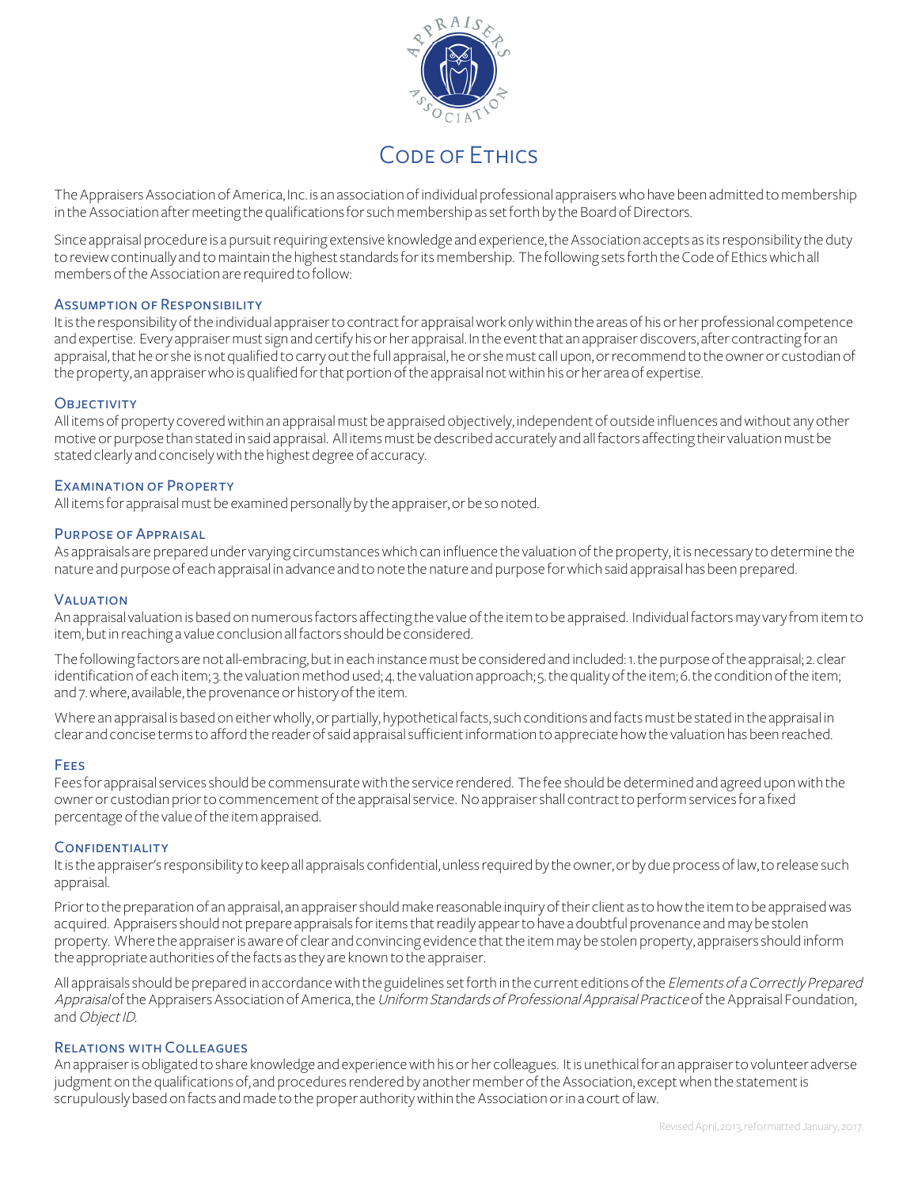# Code of Ethics

The Appraisers Association of America, Inc. is an association of individual professional appraisers who have been admitted to membership in the Association after meeting the qualifications for such membership as set forth by the Board of Directors.

Since appraisal procedure is a pursuit requiring extensive knowledge and experience, the Association accepts as its responsibility the duty to review continually and to maintain the highest standards for its membership. The following sets forth the Code of Ethics which all members of the Association are required to follow:

## Assumption of Responsibility

It is the responsibility of the individual appraiser to contract for appraisal work only within the areas of his or her professional competence and expertise. Every appraiser must sign and certify his or her appraisal. In the event that an appraiser discovers, after contracting for an appraisal, that he or she is not qualified to carry out the full appraisal, he or she must call upon, or recommend to the owner or custodian of the property, an appraiser who is qualified for that portion of the appraisal not within his or her area of expertise.

## Objectivity

All items of property covered within an appraisal must be appraised objectively, independent of outside influences and without any other motive or purpose than stated in said appraisal. All items must be described accurately and all factors affecting their valuation must be stated clearly and concisely with the highest degree of accuracy.

## Examination of Property

All items for appraisal must be examined personally by the appraiser, or be so noted.

## Purpose of Appraisal

As appraisals are prepared under varying circumstances which can influence the valuation of the property, it is necessary to determine the nature and purpose of each appraisal in advance and to note the nature and purpose for which said appraisal has been prepared.

## Valuation

An appraisal valuation is based on numerous factors affecting the value of the item to be appraised. Individual factors may vary from item to item, but in reaching a value conclusion all factors should be considered.

The following factors are not all-embracing, but in each instance must be considered and included: 1. the purpose of the appraisal; 2. clear identification of each item; 3. the valuation method used; 4. the valuation approach; 5. the quality of the item; 6. the condition of the item; and 7. where, available, the provenance or history of the item.

Where an appraisal is based on either wholly, or partially, hypothetical facts, such conditions and facts must be stated in the appraisal in clear and concise terms to afford the reader of said appraisal sufficient information to appreciate how the valuation has been reached.

## Fees

Fees for appraisal services should be commensurate with the service rendered. The fee should be determined and agreed upon with the owner or custodian prior to commencement of the appraisal service. No appraiser shall contract to perform services for a fixed percentage of the value of the item appraised.

## Confidentiality

It is the appraiser's responsibility to keep all appraisals confidential, unless required by the owner, or by due process of law, to release such appraisal.

Prior to the preparation of an appraisal, an appraiser should make reasonable inquiry of their client as to how the item to be appraised was acquired. Appraisers should not prepare appraisals for items that readily appear to have a doubtful provenance and may be stolen property. Where the appraiser is aware of clear and convincing evidence that the item may be stolen property, appraisers should inform the appropriate authorities of the facts as they are known to the appraiser.

All appraisals should be prepared in accordance with the guidelines set forth in the current editions of the *Elements of a Correctly Prepared Appraisal* of the Appraisers Association of America, the *Uniform Standards of Professional Appraisal Practice* of the Appraisal Foundation, and *Object ID*.

## Relations with Colleagues

An appraiser is obligated to share knowledge and experience with his or her colleagues. It is unethical for an appraiser to volunteer adverse judgment on the qualifications of, and procedures rendered by another member of the Association, except when the statement is scrupulously based on facts and made to the proper authority within the Association or in a court of law.

Revised April, 2013, reformatted January, 2017.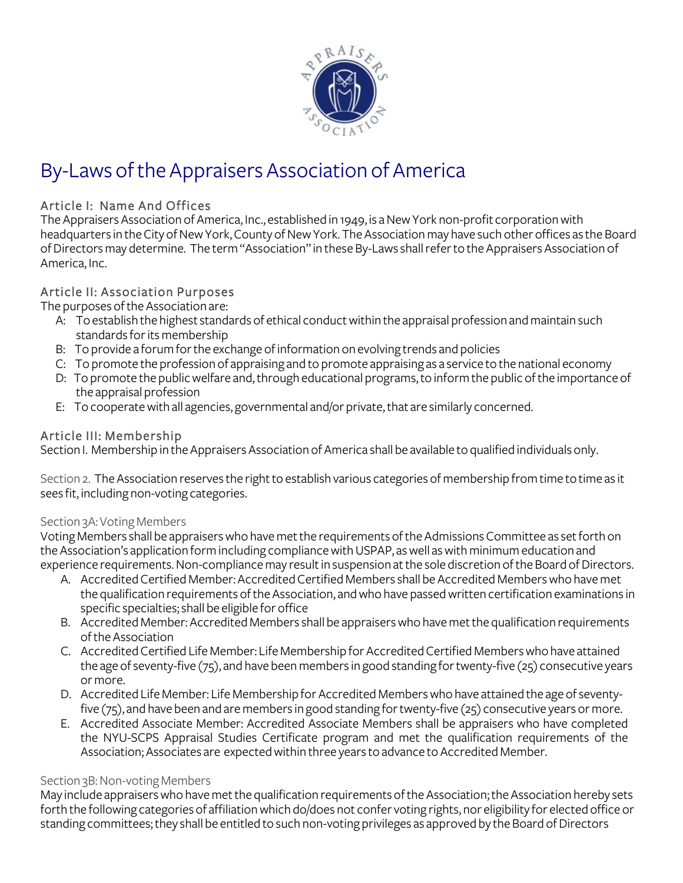# By-Laws of the Appraisers Association of America

## Article I: Name And Offices

The Appraisers Association of America, Inc., established in 1949, is a New York non-profit corporation with headquarters in the City of New York, County of New York. The Association may have such other offices as the Board of Directors may determine. The term "Association" in these By-Laws shall refer to the Appraisers Association of America, Inc.

## Article II: Association Purposes

The purposes of the Association are:

A: To establish the highest standards of ethical conduct within the appraisal profession and maintain such standards for its membership

B: To provide a forum for the exchange of information on evolving trends and policies

C: To promote the profession of appraising and to promote appraising as a service to the national economy

D: To promote the public welfare and, through educational programs, to inform the public of the importance of the appraisal profession

E: To cooperate with all agencies, governmental and/or private, that are similarly concerned.

## Article III: Membership

Section I. Membership in the Appraisers Association of America shall be available to qualified individuals only.

Section 2. The Association reserves the right to establish various categories of membership from time to time as it sees fit, including non-voting categories.

### Section 3A: Voting Members

Voting Members shall be appraisers who have met the requirements of the Admissions Committee as set forth on the Association's application form including compliance with USPAP, as well as with minimum education and experience requirements. Non-compliance may result in suspension at the sole discretion of the Board of Directors.

A. Accredited Certified Member: Accredited Certified Members shall be Accredited Members who have met the qualification requirements of the Association, and who have passed written certification examinations in specific specialties; shall be eligible for office

B. Accredited Member: Accredited Members shall be appraisers who have met the qualification requirements of the Association

C. Accredited Certified Life Member: Life Membership for Accredited Certified Members who have attained the age of seventy-five (75), and have been members in good standing for twenty-five (25) consecutive years or more.

D. Accredited Life Member: Life Membership for Accredited Members who have attained the age of seventy-five (75), and have been and are members in good standing for twenty-five (25) consecutive years or more.

E. Accredited Associate Member: Accredited Associate Members shall be appraisers who have completed the NYU-SCPS Appraisal Studies Certificate program and met the qualification requirements of the Association; Associates are expected within three years to advance to Accredited Member.

### Section 3B: Non-voting Members

May include appraisers who have met the qualification requirements of the Association; the Association hereby sets forth the following categories of affiliation which do/does not confer voting rights, nor eligibility for elected office or standing committees; they shall be entitled to such non-voting privileges as approved by the Board of Directors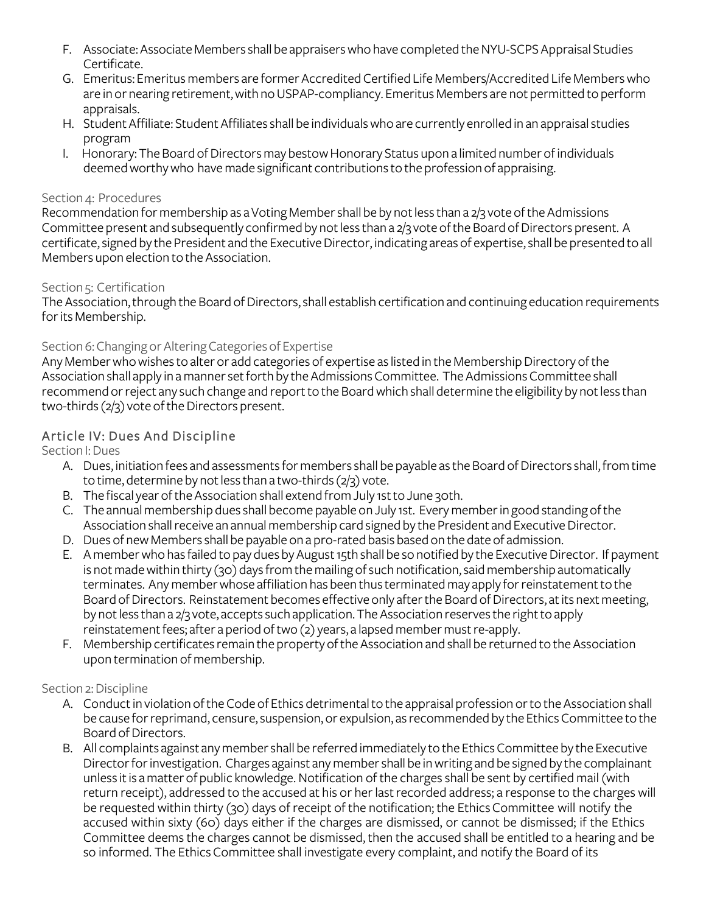F. Associate: Associate Members shall be appraisers who have completed the NYU-SCPS Appraisal Studies Certificate.
G. Emeritus: Emeritus members are former Accredited Certified Life Members/Accredited Life Members who are in or nearing retirement, with no USPAP-compliancy. Emeritus Members are not permitted to perform appraisals.
H. Student Affiliate: Student Affiliates shall be individuals who are currently enrolled in an appraisal studies program
I. Honorary: The Board of Directors may bestow Honorary Status upon a limited number of individuals deemed worthy who have made significant contributions to the profession of appraising.

### Section 4: Procedures

Recommendation for membership as a Voting Member shall be by not less than a 2/3 vote of the Admissions Committee present and subsequently confirmed by not less than a 2/3 vote of the Board of Directors present. A certificate, signed by the President and the Executive Director, indicating areas of expertise, shall be presented to all Members upon election to the Association.

### Section 5: Certification

The Association, through the Board of Directors, shall establish certification and continuing education requirements for its Membership.

### Section 6: Changing or Altering Categories of Expertise

Any Member who wishes to alter or add categories of expertise as listed in the Membership Directory of the Association shall apply in a manner set forth by the Admissions Committee. The Admissions Committee shall recommend or reject any such change and report to the Board which shall determine the eligibility by not less than two-thirds (2/3) vote of the Directors present.

## Article IV: Dues And Discipline

### Section I: Dues

A. Dues, initiation fees and assessments for members shall be payable as the Board of Directors shall, from time to time, determine by not less than a two-thirds (2/3) vote.
B. The fiscal year of the Association shall extend from July 1st to June 30th.
C. The annual membership dues shall become payable on July 1st. Every member in good standing of the Association shall receive an annual membership card signed by the President and Executive Director.
D. Dues of new Members shall be payable on a pro-rated basis based on the date of admission.
E. A member who has failed to pay dues by August 15th shall be so notified by the Executive Director. If payment is not made within thirty (30) days from the mailing of such notification, said membership automatically terminates. Any member whose affiliation has been thus terminated may apply for reinstatement to the Board of Directors. Reinstatement becomes effective only after the Board of Directors, at its next meeting, by not less than a 2/3 vote, accepts such application. The Association reserves the right to apply reinstatement fees; after a period of two (2) years, a lapsed member must re-apply.
F. Membership certificates remain the property of the Association and shall be returned to the Association upon termination of membership.

### Section 2: Discipline

A. Conduct in violation of the Code of Ethics detrimental to the appraisal profession or to the Association shall be cause for reprimand, censure, suspension, or expulsion, as recommended by the Ethics Committee to the Board of Directors.
B. All complaints against any member shall be referred immediately to the Ethics Committee by the Executive Director for investigation. Charges against any member shall be in writing and be signed by the complainant unless it is a matter of public knowledge. Notification of the charges shall be sent by certified mail (with return receipt), addressed to the accused at his or her last recorded address; a response to the charges will be requested within thirty (30) days of receipt of the notification; the Ethics Committee will notify the accused within sixty (60) days either if the charges are dismissed, or cannot be dismissed; if the Ethics Committee deems the charges cannot be dismissed, then the accused shall be entitled to a hearing and be so informed. The Ethics Committee shall investigate every complaint, and notify the Board of its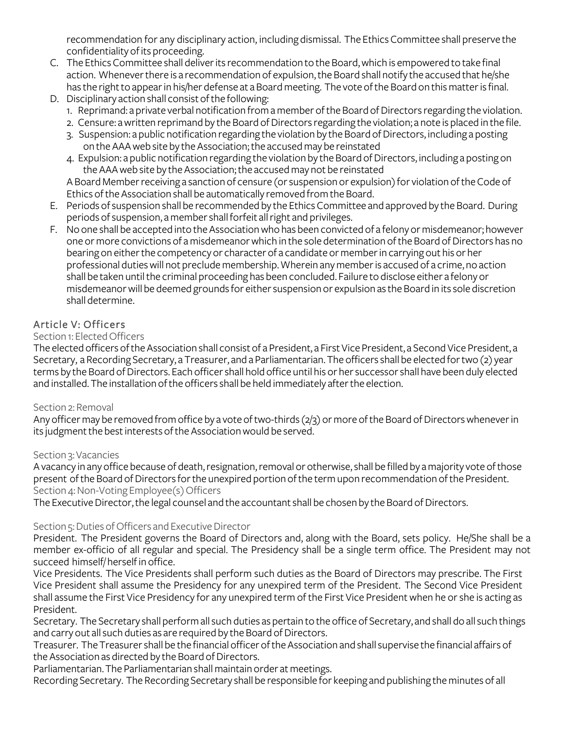recommendation for any disciplinary action, including dismissal. The Ethics Committee shall preserve the confidentiality of its proceeding.

C. The Ethics Committee shall deliver its recommendation to the Board, which is empowered to take final action. Whenever there is a recommendation of expulsion, the Board shall notify the accused that he/she has the right to appear in his/her defense at a Board meeting. The vote of the Board on this matter is final.
D. Disciplinary action shall consist of the following:
   1. Reprimand: a private verbal notification from a member of the Board of Directors regarding the violation.
   2. Censure: a written reprimand by the Board of Directors regarding the violation; a note is placed in the file.
   3. Suspension: a public notification regarding the violation by the Board of Directors, including a posting on the AAA web site by the Association; the accused may be reinstated
   4. Expulsion: a public notification regarding the violation by the Board of Directors, including a posting on the AAA web site by the Association; the accused may not be reinstated

   A Board Member receiving a sanction of censure (or suspension or expulsion) for violation of the Code of Ethics of the Association shall be automatically removed from the Board.
E. Periods of suspension shall be recommended by the Ethics Committee and approved by the Board. During periods of suspension, a member shall forfeit all right and privileges.
F. No one shall be accepted into the Association who has been convicted of a felony or misdemeanor; however one or more convictions of a misdemeanor which in the sole determination of the Board of Directors has no bearing on either the competency or character of a candidate or member in carrying out his or her professional duties will not preclude membership. Wherein any member is accused of a crime, no action shall be taken until the criminal proceeding has been concluded. Failure to disclose either a felony or misdemeanor will be deemed grounds for either suspension or expulsion as the Board in its sole discretion shall determine.

## Article V: Officers

### Section 1: Elected Officers

The elected officers of the Association shall consist of a President, a First Vice President, a Second Vice President, a Secretary, a Recording Secretary, a Treasurer, and a Parliamentarian. The officers shall be elected for two (2) year terms by the Board of Directors. Each officer shall hold office until his or her successor shall have been duly elected and installed. The installation of the officers shall be held immediately after the election.

### Section 2: Removal

Any officer may be removed from office by a vote of two-thirds (2/3) or more of the Board of Directors whenever in its judgment the best interests of the Association would be served.

### Section 3: Vacancies

A vacancy in any office because of death, resignation, removal or otherwise, shall be filled by a majority vote of those present of the Board of Directors for the unexpired portion of the term upon recommendation of the President.

### Section 4: Non-Voting Employee(s) Officers

The Executive Director, the legal counsel and the accountant shall be chosen by the Board of Directors.

### Section 5: Duties of Officers and Executive Director

President. The President governs the Board of Directors and, along with the Board, sets policy. He/She shall be a member ex-officio of all regular and special. The Presidency shall be a single term office. The President may not succeed himself/ herself in office.

Vice Presidents. The Vice Presidents shall perform such duties as the Board of Directors may prescribe. The First Vice President shall assume the Presidency for any unexpired term of the President. The Second Vice President shall assume the First Vice Presidency for any unexpired term of the First Vice President when he or she is acting as President.

Secretary. The Secretary shall perform all such duties as pertain to the office of Secretary, and shall do all such things and carry out all such duties as are required by the Board of Directors.

Treasurer. The Treasurer shall be the financial officer of the Association and shall supervise the financial affairs of the Association as directed by the Board of Directors.

Parliamentarian. The Parliamentarian shall maintain order at meetings.

Recording Secretary. The Recording Secretary shall be responsible for keeping and publishing the minutes of all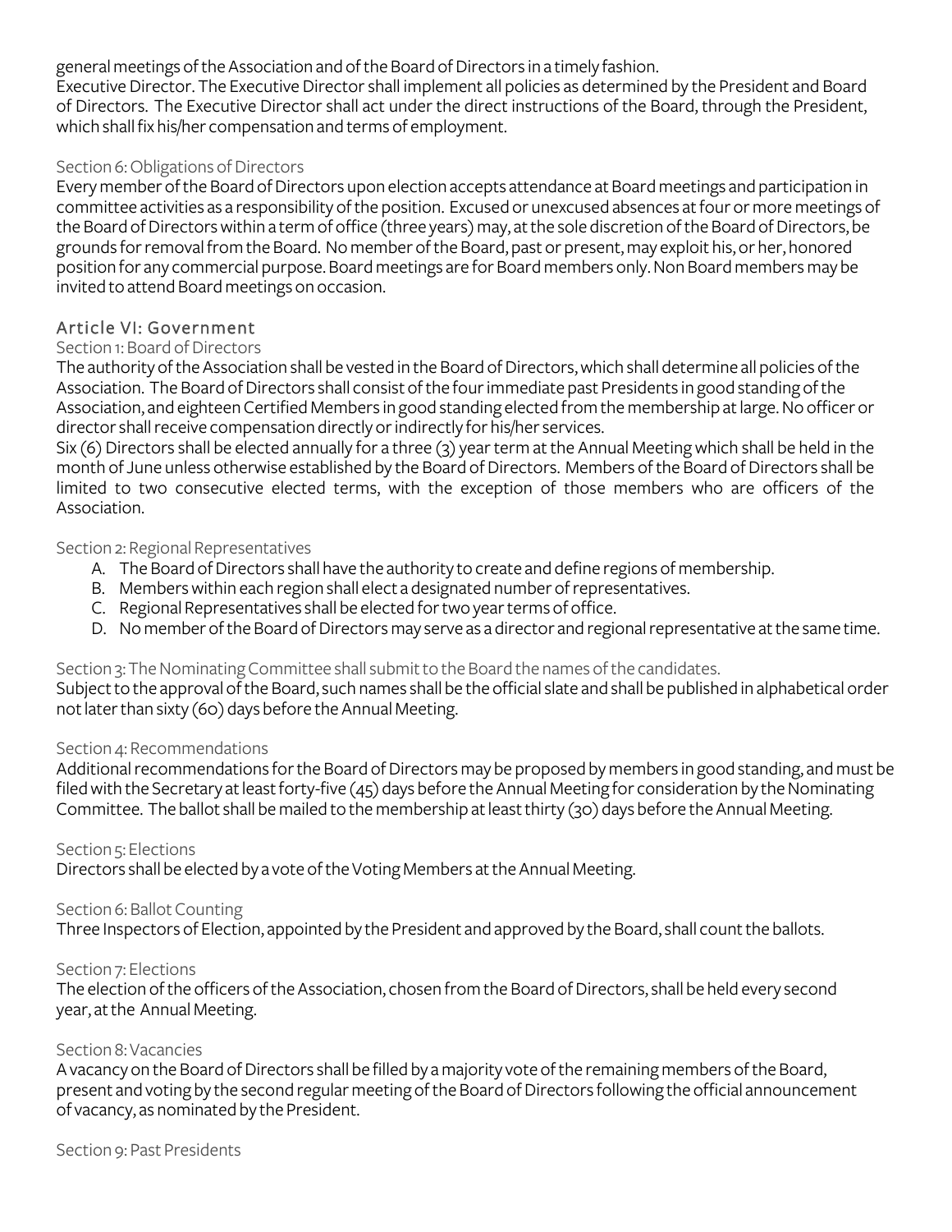general meetings of the Association and of the Board of Directors in a timely fashion.
Executive Director. The Executive Director shall implement all policies as determined by the President and Board of Directors. The Executive Director shall act under the direct instructions of the Board, through the President, which shall fix his/her compensation and terms of employment.

### Section 6: Obligations of Directors

Every member of the Board of Directors upon election accepts attendance at Board meetings and participation in committee activities as a responsibility of the position. Excused or unexcused absences at four or more meetings of the Board of Directors within a term of office (three years) may, at the sole discretion of the Board of Directors, be grounds for removal from the Board. No member of the Board, past or present, may exploit his, or her, honored position for any commercial purpose. Board meetings are for Board members only. Non Board members may be invited to attend Board meetings on occasion.

## Article VI: Government

### Section 1: Board of Directors

The authority of the Association shall be vested in the Board of Directors, which shall determine all policies of the Association. The Board of Directors shall consist of the four immediate past Presidents in good standing of the Association, and eighteen Certified Members in good standing elected from the membership at large. No officer or director shall receive compensation directly or indirectly for his/her services.
Six (6) Directors shall be elected annually for a three (3) year term at the Annual Meeting which shall be held in the month of June unless otherwise established by the Board of Directors. Members of the Board of Directors shall be limited to two consecutive elected terms, with the exception of those members who are officers of the Association.

### Section 2: Regional Representatives

A. The Board of Directors shall have the authority to create and define regions of membership.
B. Members within each region shall elect a designated number of representatives.
C. Regional Representatives shall be elected for two year terms of office.
D. No member of the Board of Directors may serve as a director and regional representative at the same time.

### Section 3: The Nominating Committee shall submit to the Board the names of the candidates.

Subject to the approval of the Board, such names shall be the official slate and shall be published in alphabetical order not later than sixty (60) days before the Annual Meeting.

### Section 4: Recommendations

Additional recommendations for the Board of Directors may be proposed by members in good standing, and must be filed with the Secretary at least forty-five (45) days before the Annual Meeting for consideration by the Nominating Committee. The ballot shall be mailed to the membership at least thirty (30) days before the Annual Meeting.

### Section 5: Elections

Directors shall be elected by a vote of the Voting Members at the Annual Meeting.

### Section 6: Ballot Counting

Three Inspectors of Election, appointed by the President and approved by the Board, shall count the ballots.

### Section 7: Elections

The election of the officers of the Association, chosen from the Board of Directors, shall be held every second year, at the Annual Meeting.

### Section 8: Vacancies

A vacancy on the Board of Directors shall be filled by a majority vote of the remaining members of the Board, present and voting by the second regular meeting of the Board of Directors following the official announcement of vacancy, as nominated by the President.

### Section 9: Past Presidents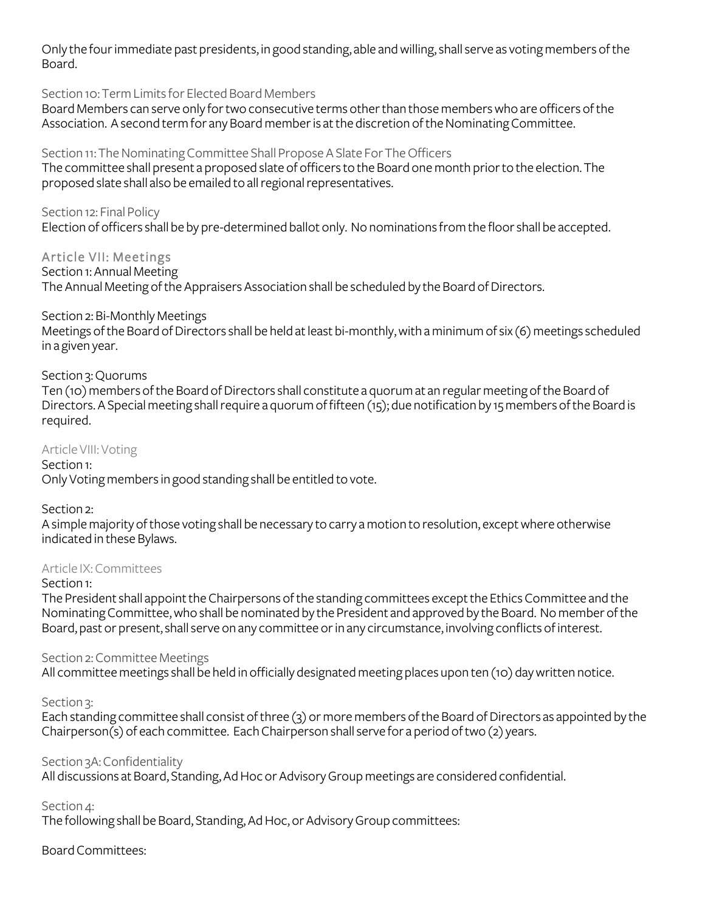Only the four immediate past presidents, in good standing, able and willing, shall serve as voting members of the Board.

### Section 10: Term Limits for Elected Board Members

Board Members can serve only for two consecutive terms other than those members who are officers of the Association. A second term for any Board member is at the discretion of the Nominating Committee.

### Section 11: The Nominating Committee Shall Propose A Slate For The Officers

The committee shall present a proposed slate of officers to the Board one month prior to the election. The proposed slate shall also be emailed to all regional representatives.

### Section 12: Final Policy

Election of officers shall be by pre-determined ballot only. No nominations from the floor shall be accepted.

## Article VII: Meetings

### Section 1: Annual Meeting

The Annual Meeting of the Appraisers Association shall be scheduled by the Board of Directors.

### Section 2: Bi-Monthly Meetings

Meetings of the Board of Directors shall be held at least bi-monthly, with a minimum of six (6) meetings scheduled in a given year.

### Section 3: Quorums

Ten (10) members of the Board of Directors shall constitute a quorum at an regular meeting of the Board of Directors. A Special meeting shall require a quorum of fifteen (15); due notification by 15 members of the Board is required.

## Article VIII: Voting

### Section 1:

Only Voting members in good standing shall be entitled to vote.

### Section 2:

A simple majority of those voting shall be necessary to carry a motion to resolution, except where otherwise indicated in these Bylaws.

## Article IX: Committees

### Section 1:

The President shall appoint the Chairpersons of the standing committees except the Ethics Committee and the Nominating Committee, who shall be nominated by the President and approved by the Board. No member of the Board, past or present, shall serve on any committee or in any circumstance, involving conflicts of interest.

### Section 2: Committee Meetings

All committee meetings shall be held in officially designated meeting places upon ten (10) day written notice.

### Section 3:

Each standing committee shall consist of three (3) or more members of the Board of Directors as appointed by the Chairperson(s) of each committee. Each Chairperson shall serve for a period of two (2) years.

### Section 3A: Confidentiality

All discussions at Board, Standing, Ad Hoc or Advisory Group meetings are considered confidential.

### Section 4:

The following shall be Board, Standing, Ad Hoc, or Advisory Group committees:

Board Committees: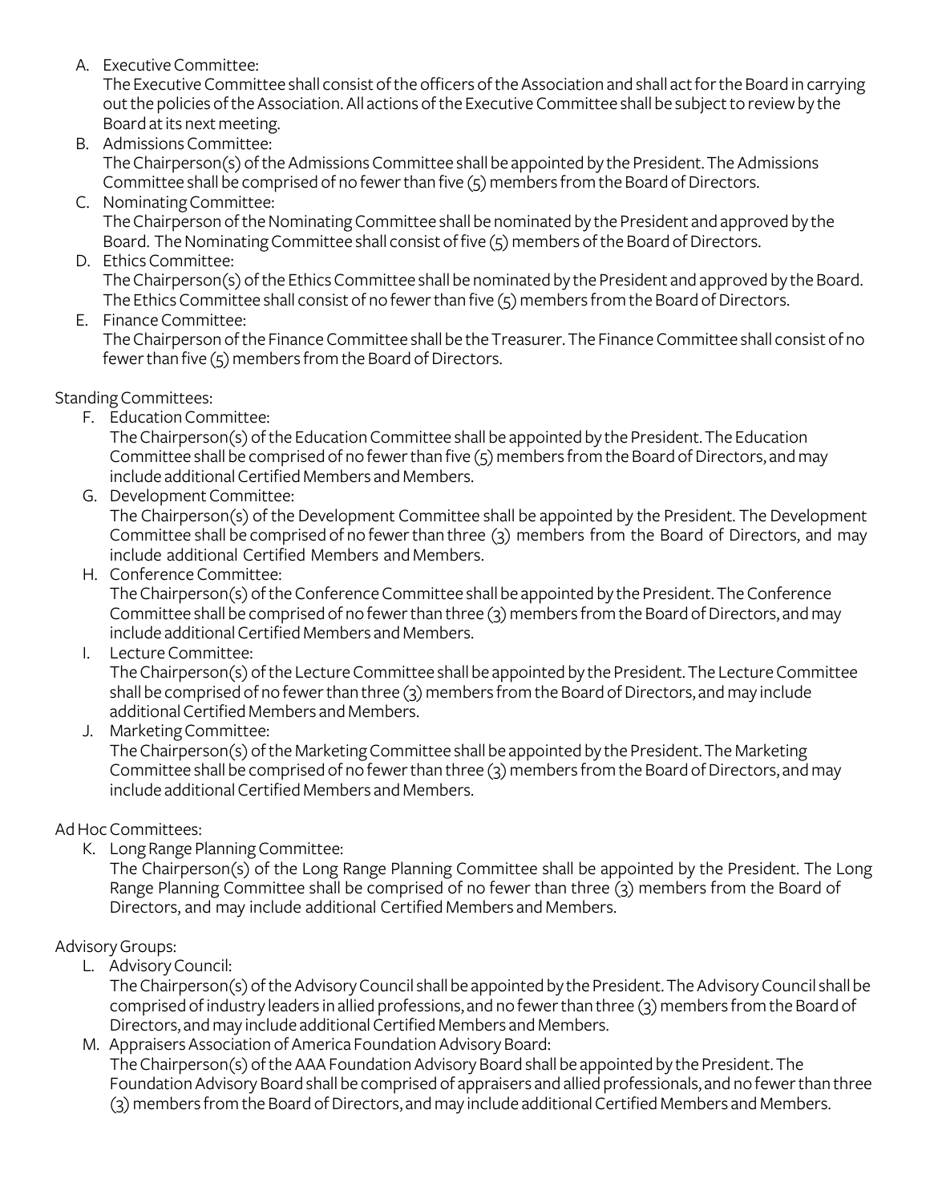A. Executive Committee:
   The Executive Committee shall consist of the officers of the Association and shall act for the Board in carrying out the policies of the Association. All actions of the Executive Committee shall be subject to review by the Board at its next meeting.
B. Admissions Committee:
   The Chairperson(s) of the Admissions Committee shall be appointed by the President. The Admissions Committee shall be comprised of no fewer than five (5) members from the Board of Directors.
C. Nominating Committee:
   The Chairperson of the Nominating Committee shall be nominated by the President and approved by the Board. The Nominating Committee shall consist of five (5) members of the Board of Directors.
D. Ethics Committee:
   The Chairperson(s) of the Ethics Committee shall be nominated by the President and approved by the Board. The Ethics Committee shall consist of no fewer than five (5) members from the Board of Directors.
E. Finance Committee:
   The Chairperson of the Finance Committee shall be the Treasurer. The Finance Committee shall consist of no fewer than five (5) members from the Board of Directors.

Standing Committees:

F. Education Committee:
   The Chairperson(s) of the Education Committee shall be appointed by the President. The Education Committee shall be comprised of no fewer than five (5) members from the Board of Directors, and may include additional Certified Members and Members.
G. Development Committee:
   The Chairperson(s) of the Development Committee shall be appointed by the President. The Development Committee shall be comprised of no fewer than three (3) members from the Board of Directors, and may include additional Certified Members and Members.
H. Conference Committee:
   The Chairperson(s) of the Conference Committee shall be appointed by the President. The Conference Committee shall be comprised of no fewer than three (3) members from the Board of Directors, and may include additional Certified Members and Members.
I. Lecture Committee:
   The Chairperson(s) of the Lecture Committee shall be appointed by the President. The Lecture Committee shall be comprised of no fewer than three (3) members from the Board of Directors, and may include additional Certified Members and Members.
J. Marketing Committee:
   The Chairperson(s) of the Marketing Committee shall be appointed by the President. The Marketing Committee shall be comprised of no fewer than three (3) members from the Board of Directors, and may include additional Certified Members and Members.

Ad Hoc Committees:

K. Long Range Planning Committee:
   The Chairperson(s) of the Long Range Planning Committee shall be appointed by the President. The Long Range Planning Committee shall be comprised of no fewer than three (3) members from the Board of Directors, and may include additional Certified Members and Members.

Advisory Groups:

L. Advisory Council:
   The Chairperson(s) of the Advisory Council shall be appointed by the President. The Advisory Council shall be comprised of industry leaders in allied professions, and no fewer than three (3) members from the Board of Directors, and may include additional Certified Members and Members.
M. Appraisers Association of America Foundation Advisory Board:
   The Chairperson(s) of the AAA Foundation Advisory Board shall be appointed by the President. The Foundation Advisory Board shall be comprised of appraisers and allied professionals, and no fewer than three (3) members from the Board of Directors, and may include additional Certified Members and Members.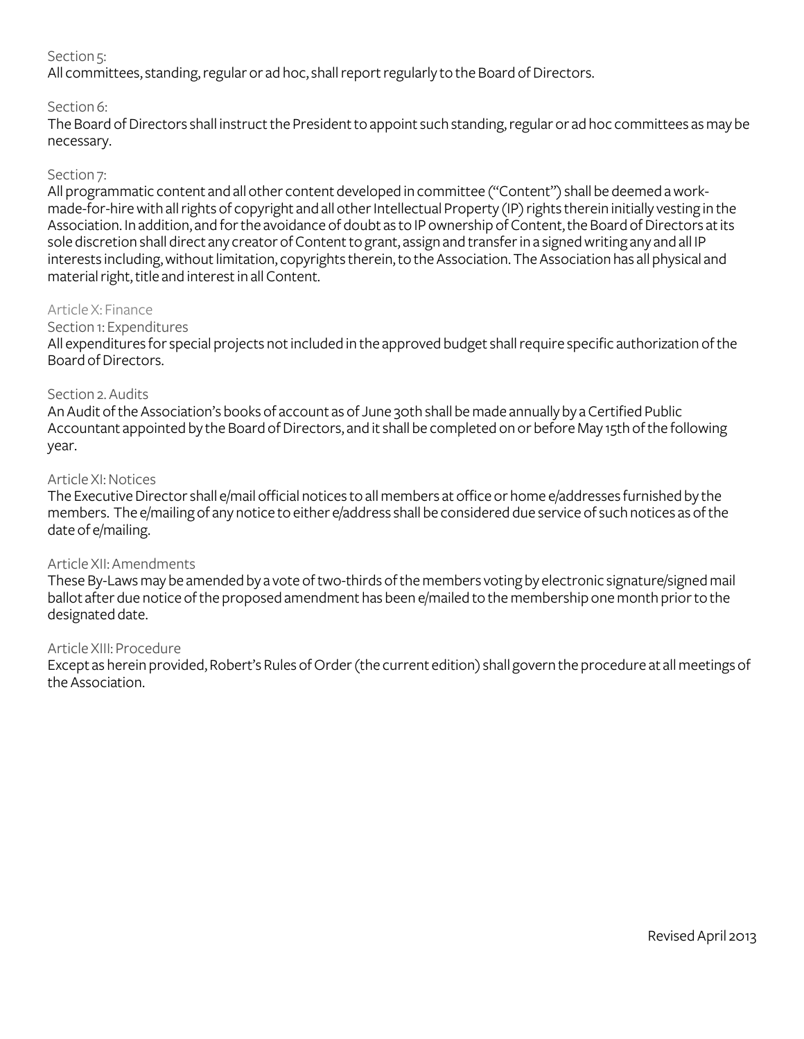Section 5:
All committees, standing, regular or ad hoc, shall report regularly to the Board of Directors.

Section 6:
The Board of Directors shall instruct the President to appoint such standing, regular or ad hoc committees as may be necessary.

Section 7:
All programmatic content and all other content developed in committee ("Content") shall be deemed a work-made-for-hire with all rights of copyright and all other Intellectual Property (IP) rights therein initially vesting in the Association. In addition, and for the avoidance of doubt as to IP ownership of Content, the Board of Directors at its sole discretion shall direct any creator of Content to grant, assign and transfer in a signed writing any and all IP interests including, without limitation, copyrights therein, to the Association. The Association has all physical and material right, title and interest in all Content.

## Article X: Finance

### Section 1: Expenditures

All expenditures for special projects not included in the approved budget shall require specific authorization of the Board of Directors.

### Section 2. Audits

An Audit of the Association's books of account as of June 30th shall be made annually by a Certified Public Accountant appointed by the Board of Directors, and it shall be completed on or before May 15th of the following year.

## Article XI: Notices

The Executive Director shall e/mail official notices to all members at office or home e/addresses furnished by the members. The e/mailing of any notice to either e/address shall be considered due service of such notices as of the date of e/mailing.

## Article XII: Amendments

These By-Laws may be amended by a vote of two-thirds of the members voting by electronic signature/signed mail ballot after due notice of the proposed amendment has been e/mailed to the membership one month prior to the designated date.

## Article XIII: Procedure

Except as herein provided, Robert's Rules of Order (the current edition) shall govern the procedure at all meetings of the Association.

Revised April 2013